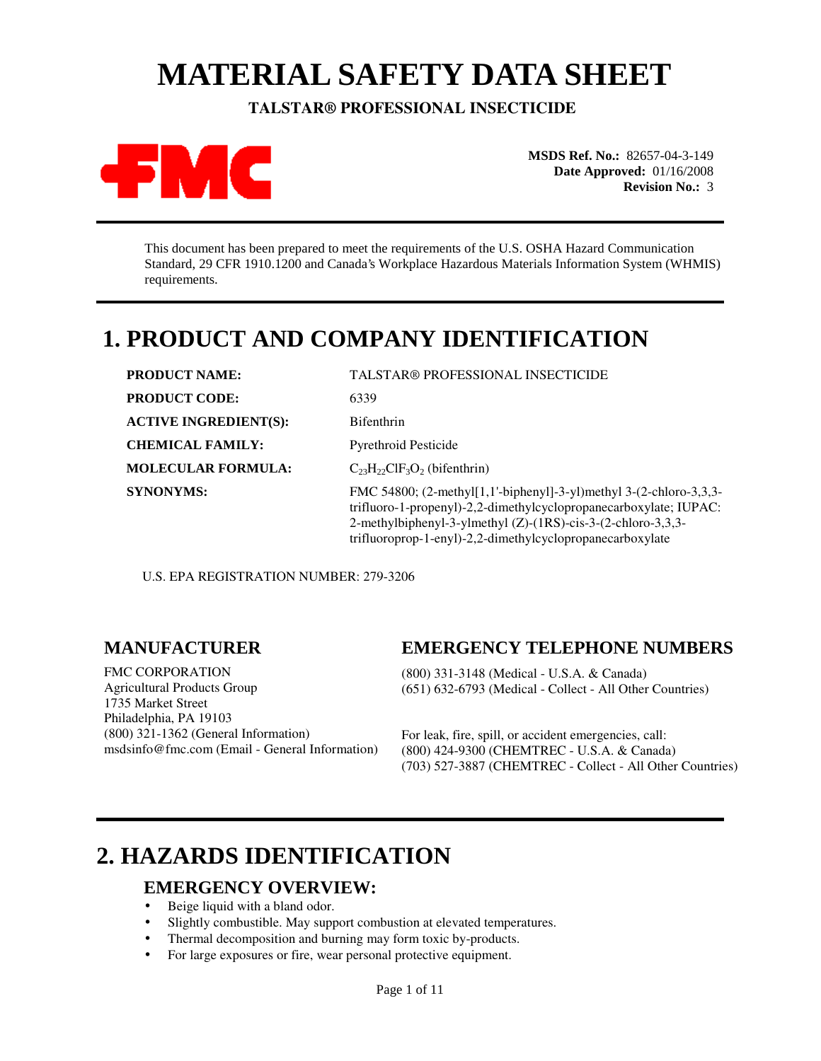# MATERIAL SAFETY DATA SHEET

**TALSTAR® PROFESSIONAL INSECTICIDE**

FMC

**MSDS Ref. No.:** 82657-04-3-149
**Date Approved:** 01/16/2008
**Revision No.:** 3

This document has been prepared to meet the requirements of the U.S. OSHA Hazard Communication Standard, 29 CFR 1910.1200 and Canada's Workplace Hazardous Materials Information System (WHMIS) requirements.

# 1. PRODUCT AND COMPANY IDENTIFICATION

| | |
|---|---|
| **PRODUCT NAME:** | TALSTAR® PROFESSIONAL INSECTICIDE |
| **PRODUCT CODE:** | 6339 |
| **ACTIVE INGREDIENT(S):** | Bifenthrin |
| **CHEMICAL FAMILY:** | Pyrethroid Pesticide |
| **MOLECULAR FORMULA:** | $C_{23}H_{22}ClF_3O_2$ (bifenthrin) |
| **SYNONYMS:** | FMC 54800; (2-methyl[1,1'-biphenyl]-3-yl)methyl 3-(2-chloro-3,3,3-trifluoro-1-propenyl)-2,2-dimethylcyclopropanecarboxylate; IUPAC: 2-methylbiphenyl-3-ylmethyl (Z)-(1RS)-cis-3-(2-chloro-3,3,3-trifluoroprop-1-enyl)-2,2-dimethylcyclopropanecarboxylate |

U.S. EPA REGISTRATION NUMBER: 279-3206

## MANUFACTURER

FMC CORPORATION
Agricultural Products Group
1735 Market Street
Philadelphia, PA 19103
(800) 321-1362 (General Information)
msdsinfo@fmc.com (Email - General Information)

## EMERGENCY TELEPHONE NUMBERS

(800) 331-3148 (Medical - U.S.A. & Canada)
(651) 632-6793 (Medical - Collect - All Other Countries)

For leak, fire, spill, or accident emergencies, call:
(800) 424-9300 (CHEMTREC - U.S.A. & Canada)
(703) 527-3887 (CHEMTREC - Collect - All Other Countries)

# 2. HAZARDS IDENTIFICATION

## EMERGENCY OVERVIEW:

- Beige liquid with a bland odor.
- Slightly combustible. May support combustion at elevated temperatures.
- Thermal decomposition and burning may form toxic by-products.
- For large exposures or fire, wear personal protective equipment.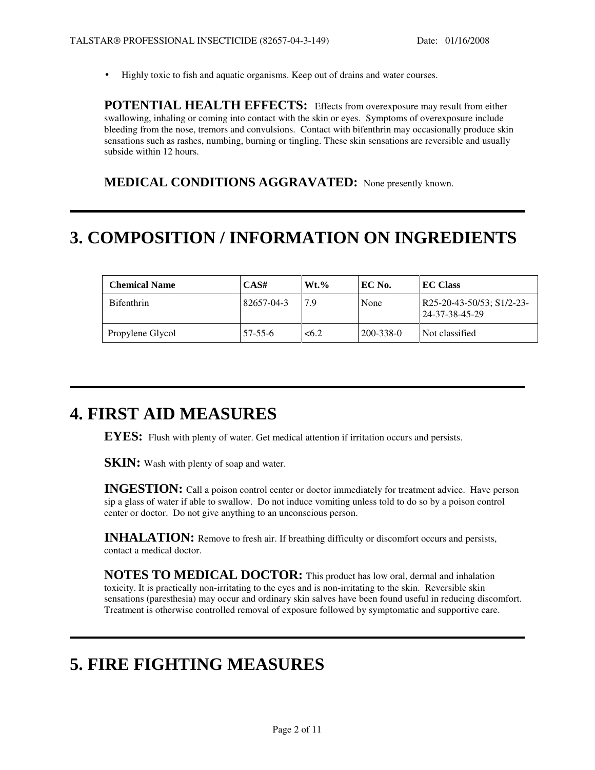- Highly toxic to fish and aquatic organisms. Keep out of drains and water courses.

**POTENTIAL HEALTH EFFECTS:** Effects from overexposure may result from either swallowing, inhaling or coming into contact with the skin or eyes. Symptoms of overexposure include bleeding from the nose, tremors and convulsions. Contact with bifenthrin may occasionally produce skin sensations such as rashes, numbing, burning or tingling. These skin sensations are reversible and usually subside within 12 hours.

**MEDICAL CONDITIONS AGGRAVATED:** None presently known.

# 3. COMPOSITION / INFORMATION ON INGREDIENTS

| Chemical Name | CAS# | Wt.% | EC No. | EC Class |
|---|---|---|---|---|
| Bifenthrin | 82657-04-3 | 7.9 | None | R25-20-43-50/53; S1/2-23-24-37-38-45-29 |
| Propylene Glycol | 57-55-6 | <6.2 | 200-338-0 | Not classified |

# 4. FIRST AID MEASURES

**EYES:** Flush with plenty of water. Get medical attention if irritation occurs and persists.

**SKIN:** Wash with plenty of soap and water.

**INGESTION:** Call a poison control center or doctor immediately for treatment advice. Have person sip a glass of water if able to swallow. Do not induce vomiting unless told to do so by a poison control center or doctor. Do not give anything to an unconscious person.

**INHALATION:** Remove to fresh air. If breathing difficulty or discomfort occurs and persists, contact a medical doctor.

**NOTES TO MEDICAL DOCTOR:** This product has low oral, dermal and inhalation toxicity. It is practically non-irritating to the eyes and is non-irritating to the skin. Reversible skin sensations (paresthesia) may occur and ordinary skin salves have been found useful in reducing discomfort. Treatment is otherwise controlled removal of exposure followed by symptomatic and supportive care.

# 5. FIRE FIGHTING MEASURES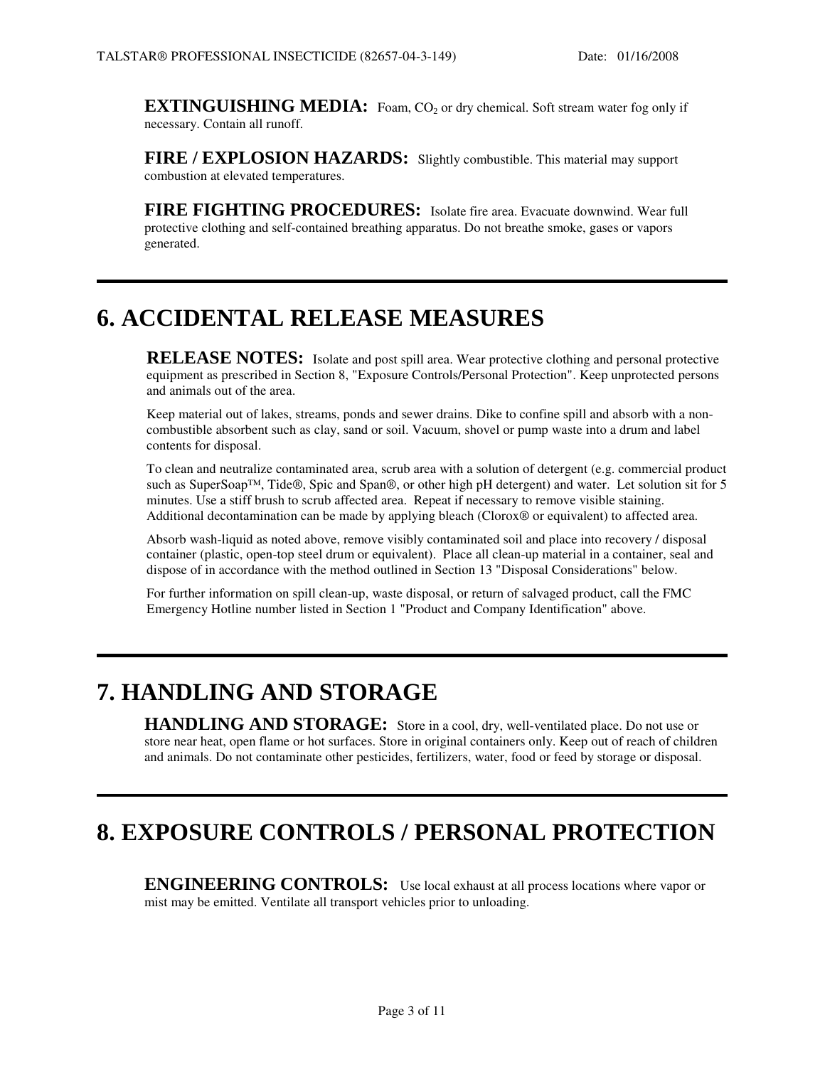**EXTINGUISHING MEDIA:** Foam, $CO_2$ or dry chemical. Soft stream water fog only if necessary. Contain all runoff.

**FIRE / EXPLOSION HAZARDS:** Slightly combustible. This material may support combustion at elevated temperatures.

**FIRE FIGHTING PROCEDURES:** Isolate fire area. Evacuate downwind. Wear full protective clothing and self-contained breathing apparatus. Do not breathe smoke, gases or vapors generated.

# 6. ACCIDENTAL RELEASE MEASURES

**RELEASE NOTES:** Isolate and post spill area. Wear protective clothing and personal protective equipment as prescribed in Section 8, "Exposure Controls/Personal Protection". Keep unprotected persons and animals out of the area.

Keep material out of lakes, streams, ponds and sewer drains. Dike to confine spill and absorb with a non-combustible absorbent such as clay, sand or soil. Vacuum, shovel or pump waste into a drum and label contents for disposal.

To clean and neutralize contaminated area, scrub area with a solution of detergent (e.g. commercial product such as SuperSoap™, Tide®, Spic and Span®, or other high pH detergent) and water. Let solution sit for 5 minutes. Use a stiff brush to scrub affected area. Repeat if necessary to remove visible staining. Additional decontamination can be made by applying bleach (Clorox® or equivalent) to affected area.

Absorb wash-liquid as noted above, remove visibly contaminated soil and place into recovery / disposal container (plastic, open-top steel drum or equivalent). Place all clean-up material in a container, seal and dispose of in accordance with the method outlined in Section 13 "Disposal Considerations" below.

For further information on spill clean-up, waste disposal, or return of salvaged product, call the FMC Emergency Hotline number listed in Section 1 "Product and Company Identification" above.

# 7. HANDLING AND STORAGE

**HANDLING AND STORAGE:** Store in a cool, dry, well-ventilated place. Do not use or store near heat, open flame or hot surfaces. Store in original containers only. Keep out of reach of children and animals. Do not contaminate other pesticides, fertilizers, water, food or feed by storage or disposal.

# 8. EXPOSURE CONTROLS / PERSONAL PROTECTION

**ENGINEERING CONTROLS:** Use local exhaust at all process locations where vapor or mist may be emitted. Ventilate all transport vehicles prior to unloading.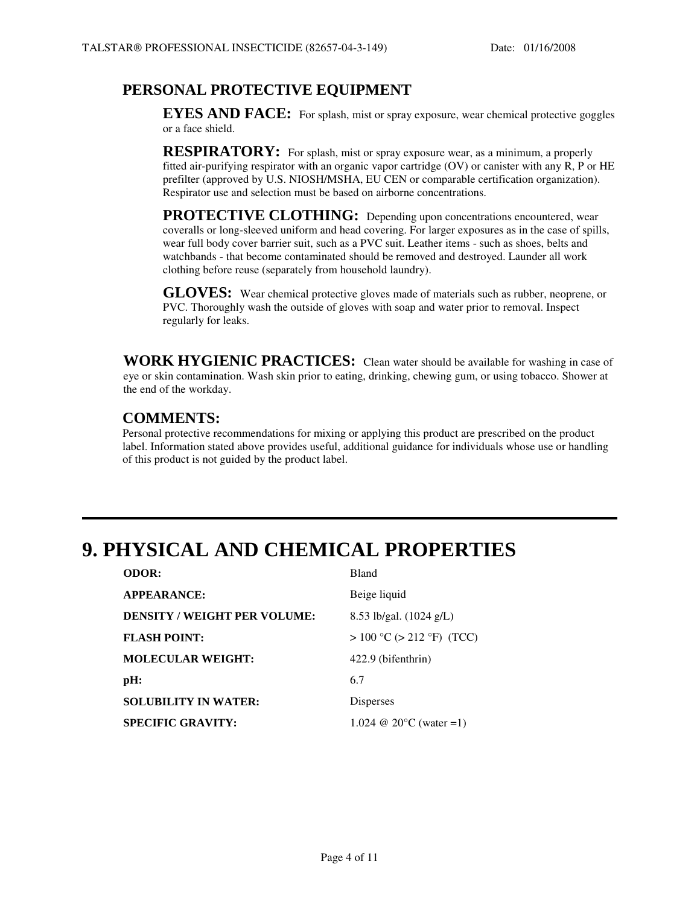## PERSONAL PROTECTIVE EQUIPMENT

**EYES AND FACE:** For splash, mist or spray exposure, wear chemical protective goggles or a face shield.

**RESPIRATORY:** For splash, mist or spray exposure wear, as a minimum, a properly fitted air-purifying respirator with an organic vapor cartridge (OV) or canister with any R, P or HE prefilter (approved by U.S. NIOSH/MSHA, EU CEN or comparable certification organization). Respirator use and selection must be based on airborne concentrations.

**PROTECTIVE CLOTHING:** Depending upon concentrations encountered, wear coveralls or long-sleeved uniform and head covering. For larger exposures as in the case of spills, wear full body cover barrier suit, such as a PVC suit. Leather items - such as shoes, belts and watchbands - that become contaminated should be removed and destroyed. Launder all work clothing before reuse (separately from household laundry).

**GLOVES:** Wear chemical protective gloves made of materials such as rubber, neoprene, or PVC. Thoroughly wash the outside of gloves with soap and water prior to removal. Inspect regularly for leaks.

**WORK HYGIENIC PRACTICES:** Clean water should be available for washing in case of eye or skin contamination. Wash skin prior to eating, drinking, chewing gum, or using tobacco. Shower at the end of the workday.

## COMMENTS:

Personal protective recommendations for mixing or applying this product are prescribed on the product label. Information stated above provides useful, additional guidance for individuals whose use or handling of this product is not guided by the product label.

---

# 9. PHYSICAL AND CHEMICAL PROPERTIES

| | |
|---|---|
| **ODOR:** | Bland |
| **APPEARANCE:** | Beige liquid |
| **DENSITY / WEIGHT PER VOLUME:** | 8.53 lb/gal. (1024 g/L) |
| **FLASH POINT:** | > 100 °C (> 212 °F) (TCC) |
| **MOLECULAR WEIGHT:** | 422.9 (bifenthrin) |
| **pH:** | 6.7 |
| **SOLUBILITY IN WATER:** | Disperses |
| **SPECIFIC GRAVITY:** | 1.024 @ 20°C (water =1) |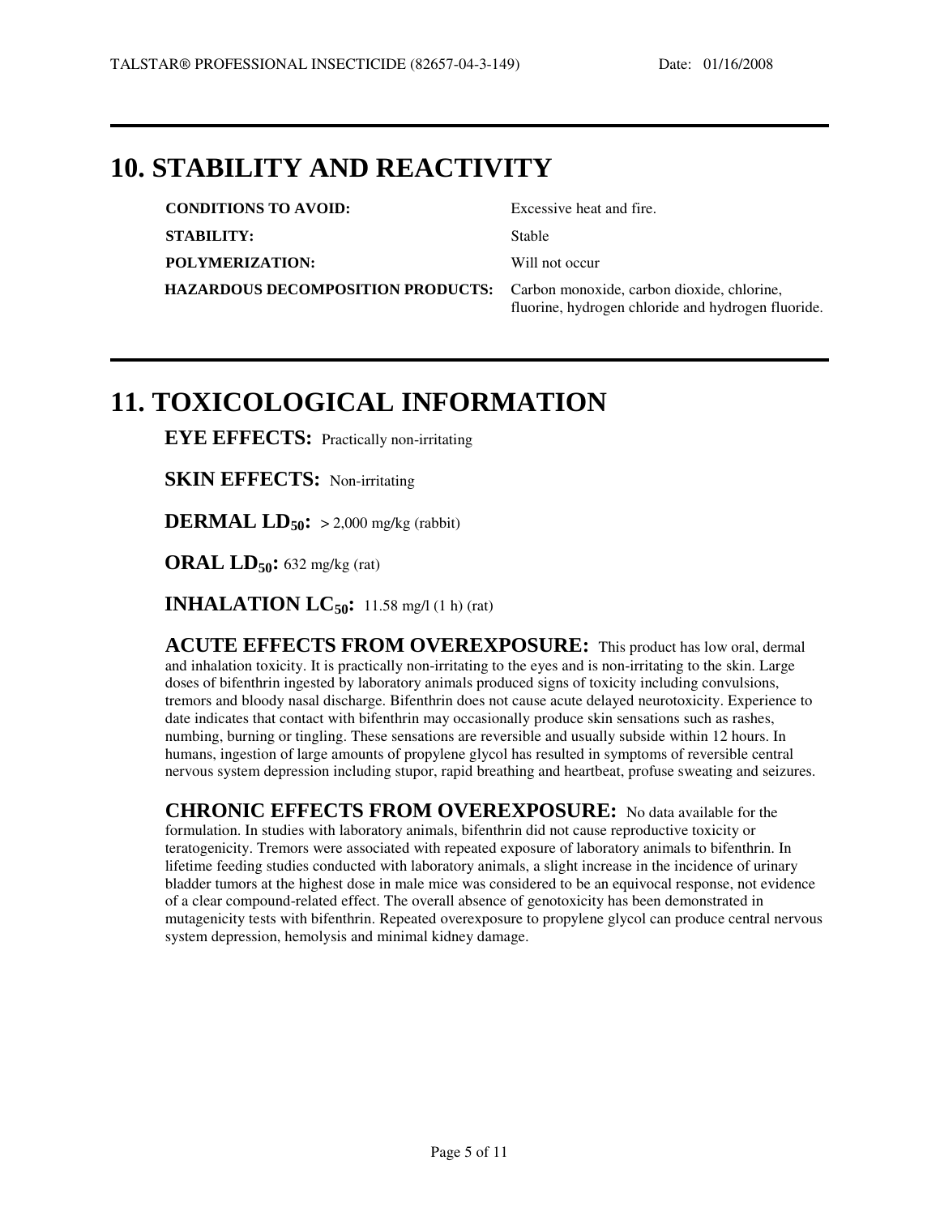# 10. STABILITY AND REACTIVITY

| | |
|---|---|
| **CONDITIONS TO AVOID:** | Excessive heat and fire. |
| **STABILITY:** | Stable |
| **POLYMERIZATION:** | Will not occur |
| **HAZARDOUS DECOMPOSITION PRODUCTS:** | Carbon monoxide, carbon dioxide, chlorine, fluorine, hydrogen chloride and hydrogen fluoride. |

# 11. TOXICOLOGICAL INFORMATION

**EYE EFFECTS:** Practically non-irritating

**SKIN EFFECTS:** Non-irritating

**DERMAL $LD_{50}$:** > 2,000 mg/kg (rabbit)

**ORAL $LD_{50}$:** 632 mg/kg (rat)

**INHALATION $LC_{50}$:** 11.58 mg/l (1 h) (rat)

**ACUTE EFFECTS FROM OVEREXPOSURE:** This product has low oral, dermal and inhalation toxicity. It is practically non-irritating to the eyes and is non-irritating to the skin. Large doses of bifenthrin ingested by laboratory animals produced signs of toxicity including convulsions, tremors and bloody nasal discharge. Bifenthrin does not cause acute delayed neurotoxicity. Experience to date indicates that contact with bifenthrin may occasionally produce skin sensations such as rashes, numbing, burning or tingling. These sensations are reversible and usually subside within 12 hours. In humans, ingestion of large amounts of propylene glycol has resulted in symptoms of reversible central nervous system depression including stupor, rapid breathing and heartbeat, profuse sweating and seizures.

**CHRONIC EFFECTS FROM OVEREXPOSURE:** No data available for the formulation. In studies with laboratory animals, bifenthrin did not cause reproductive toxicity or teratogenicity. Tremors were associated with repeated exposure of laboratory animals to bifenthrin. In lifetime feeding studies conducted with laboratory animals, a slight increase in the incidence of urinary bladder tumors at the highest dose in male mice was considered to be an equivocal response, not evidence of a clear compound-related effect. The overall absence of genotoxicity has been demonstrated in mutagenicity tests with bifenthrin. Repeated overexposure to propylene glycol can produce central nervous system depression, hemolysis and minimal kidney damage.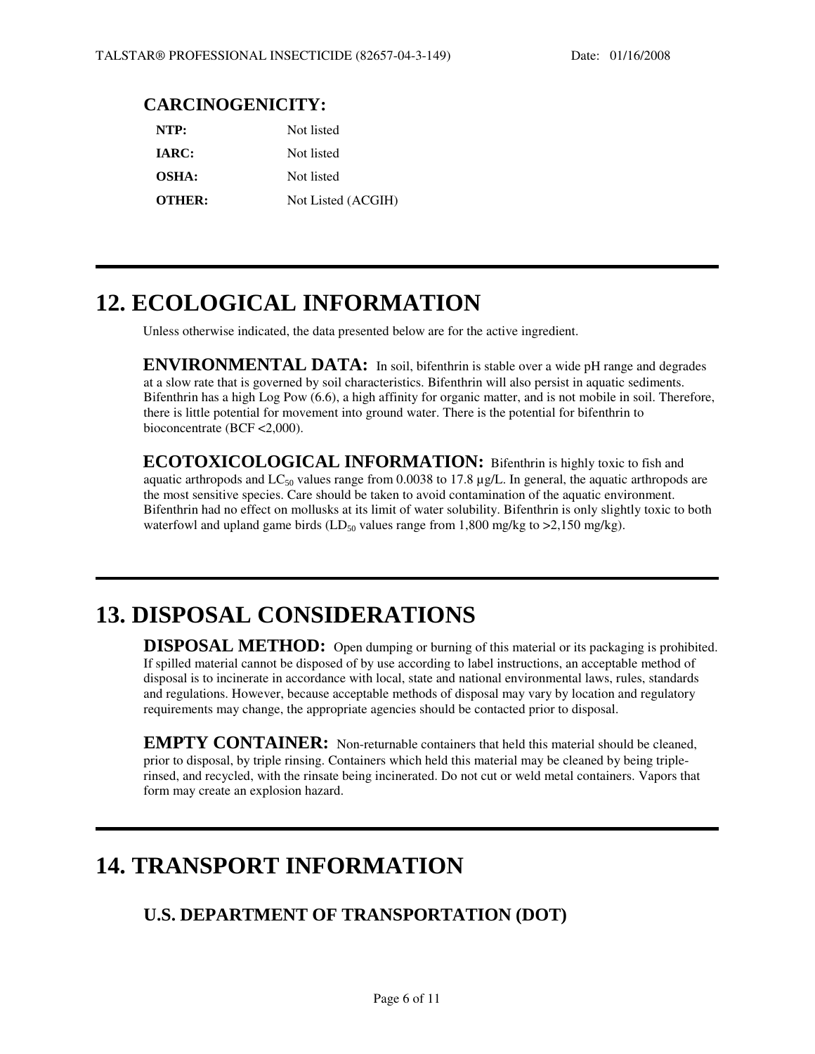### CARCINOGENICITY:

| | |
|---|---|
| **NTP:** | Not listed |
| **IARC:** | Not listed |
| **OSHA:** | Not listed |
| **OTHER:** | Not Listed (ACGIH) |

# 12. ECOLOGICAL INFORMATION

Unless otherwise indicated, the data presented below are for the active ingredient.

**ENVIRONMENTAL DATA:** In soil, bifenthrin is stable over a wide pH range and degrades at a slow rate that is governed by soil characteristics. Bifenthrin will also persist in aquatic sediments. Bifenthrin has a high Log Pow (6.6), a high affinity for organic matter, and is not mobile in soil. Therefore, there is little potential for movement into ground water. There is the potential for bifenthrin to bioconcentrate (BCF <2,000).

**ECOTOXICOLOGICAL INFORMATION:** Bifenthrin is highly toxic to fish and aquatic arthropods and $LC_{50}$ values range from 0.0038 to 17.8 µg/L. In general, the aquatic arthropods are the most sensitive species. Care should be taken to avoid contamination of the aquatic environment. Bifenthrin had no effect on mollusks at its limit of water solubility. Bifenthrin is only slightly toxic to both waterfowl and upland game birds ($LD_{50}$ values range from 1,800 mg/kg to >2,150 mg/kg).

# 13. DISPOSAL CONSIDERATIONS

**DISPOSAL METHOD:** Open dumping or burning of this material or its packaging is prohibited. If spilled material cannot be disposed of by use according to label instructions, an acceptable method of disposal is to incinerate in accordance with local, state and national environmental laws, rules, standards and regulations. However, because acceptable methods of disposal may vary by location and regulatory requirements may change, the appropriate agencies should be contacted prior to disposal.

**EMPTY CONTAINER:** Non-returnable containers that held this material should be cleaned, prior to disposal, by triple rinsing. Containers which held this material may be cleaned by being triple-rinsed, and recycled, with the rinsate being incinerated. Do not cut or weld metal containers. Vapors that form may create an explosion hazard.

# 14. TRANSPORT INFORMATION

### U.S. DEPARTMENT OF TRANSPORTATION (DOT)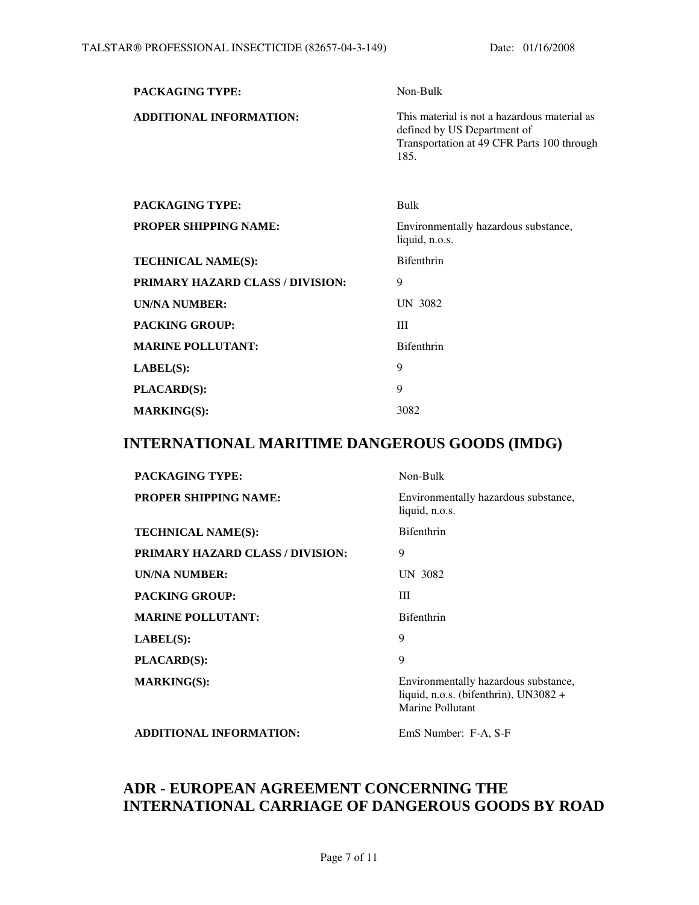| | |
|---|---|
| **PACKAGING TYPE:** | Non-Bulk |
| **ADDITIONAL INFORMATION:** | This material is not a hazardous material as defined by US Department of Transportation at 49 CFR Parts 100 through 185. |

| | |
|---|---|
| **PACKAGING TYPE:** | Bulk |
| **PROPER SHIPPING NAME:** | Environmentally hazardous substance, liquid, n.o.s. |
| **TECHNICAL NAME(S):** | Bifenthrin |
| **PRIMARY HAZARD CLASS / DIVISION:** | 9 |
| **UN/NA NUMBER:** | UN 3082 |
| **PACKING GROUP:** | III |
| **MARINE POLLUTANT:** | Bifenthrin |
| **LABEL(S):** | 9 |
| **PLACARD(S):** | 9 |
| **MARKING(S):** | 3082 |

## INTERNATIONAL MARITIME DANGEROUS GOODS (IMDG)

| | |
|---|---|
| **PACKAGING TYPE:** | Non-Bulk |
| **PROPER SHIPPING NAME:** | Environmentally hazardous substance, liquid, n.o.s. |
| **TECHNICAL NAME(S):** | Bifenthrin |
| **PRIMARY HAZARD CLASS / DIVISION:** | 9 |
| **UN/NA NUMBER:** | UN 3082 |
| **PACKING GROUP:** | III |
| **MARINE POLLUTANT:** | Bifenthrin |
| **LABEL(S):** | 9 |
| **PLACARD(S):** | 9 |
| **MARKING(S):** | Environmentally hazardous substance, liquid, n.o.s. (bifenthrin), UN3082 + Marine Pollutant |
| **ADDITIONAL INFORMATION:** | EmS Number: F-A, S-F |

## ADR - EUROPEAN AGREEMENT CONCERNING THE INTERNATIONAL CARRIAGE OF DANGEROUS GOODS BY ROAD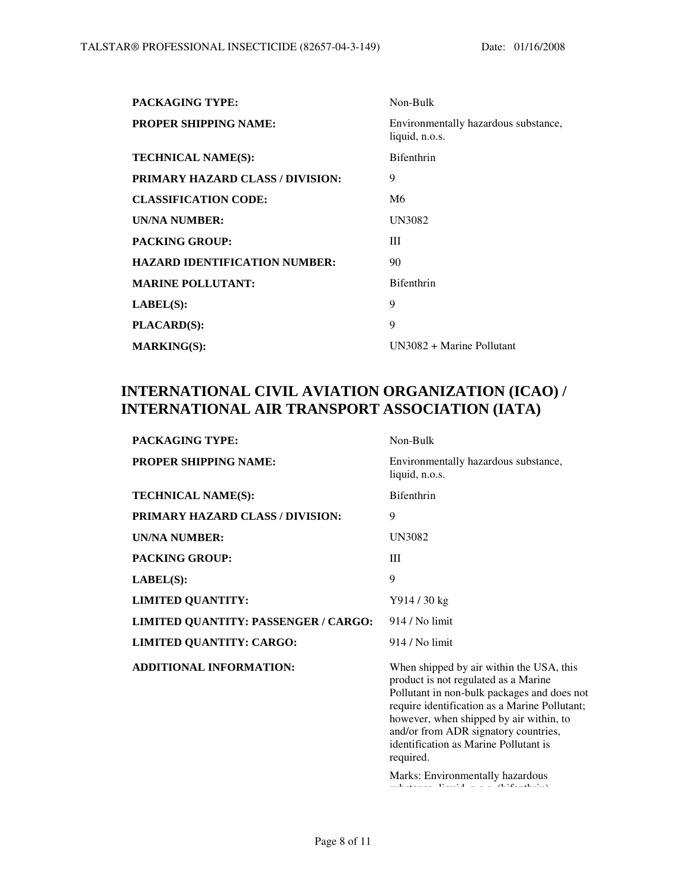| | |
|---|---|
| **PACKAGING TYPE:** | Non-Bulk |
| **PROPER SHIPPING NAME:** | Environmentally hazardous substance, liquid, n.o.s. |
| **TECHNICAL NAME(S):** | Bifenthrin |
| **PRIMARY HAZARD CLASS / DIVISION:** | 9 |
| **CLASSIFICATION CODE:** | M6 |
| **UN/NA NUMBER:** | UN3082 |
| **PACKING GROUP:** | III |
| **HAZARD IDENTIFICATION NUMBER:** | 90 |
| **MARINE POLLUTANT:** | Bifenthrin |
| **LABEL(S):** | 9 |
| **PLACARD(S):** | 9 |
| **MARKING(S):** | UN3082 + Marine Pollutant |

## INTERNATIONAL CIVIL AVIATION ORGANIZATION (ICAO) / INTERNATIONAL AIR TRANSPORT ASSOCIATION (IATA)

| | |
|---|---|
| **PACKAGING TYPE:** | Non-Bulk |
| **PROPER SHIPPING NAME:** | Environmentally hazardous substance, liquid, n.o.s. |
| **TECHNICAL NAME(S):** | Bifenthrin |
| **PRIMARY HAZARD CLASS / DIVISION:** | 9 |
| **UN/NA NUMBER:** | UN3082 |
| **PACKING GROUP:** | III |
| **LABEL(S):** | 9 |
| **LIMITED QUANTITY:** | Y914 / 30 kg |
| **LIMITED QUANTITY: PASSENGER / CARGO:** | 914 / No limit |
| **LIMITED QUANTITY: CARGO:** | 914 / No limit |
| **ADDITIONAL INFORMATION:** | When shipped by air within the USA, this product is not regulated as a Marine Pollutant in non-bulk packages and does not require identification as a Marine Pollutant; however, when shipped by air within, to and/or from ADR signatory countries, identification as Marine Pollutant is required. Marks: Environmentally hazardous substance, liquid, n.o.s. (bifenthrin) |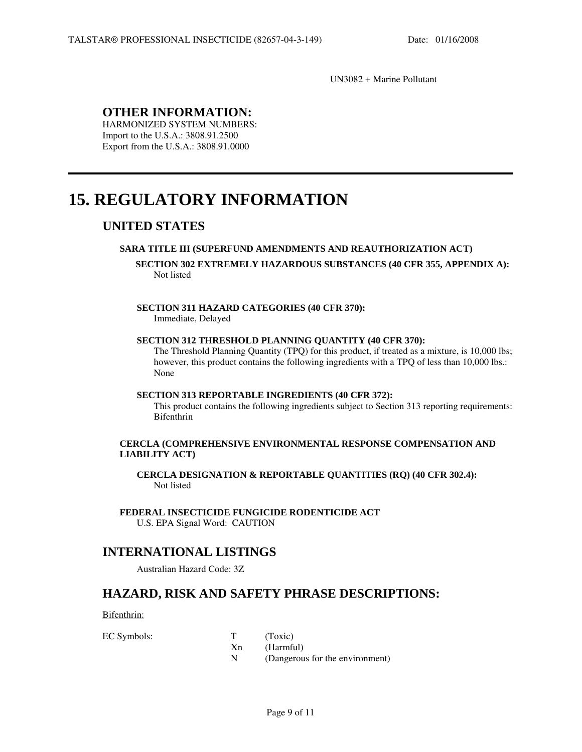UN3082 + Marine Pollutant

### OTHER INFORMATION:

HARMONIZED SYSTEM NUMBERS:
Import to the U.S.A.: 3808.91.2500
Export from the U.S.A.: 3808.91.0000

---

# 15. REGULATORY INFORMATION

## UNITED STATES

**SARA TITLE III (SUPERFUND AMENDMENTS AND REAUTHORIZATION ACT)**

**SECTION 302 EXTREMELY HAZARDOUS SUBSTANCES (40 CFR 355, APPENDIX A):**
Not listed

**SECTION 311 HAZARD CATEGORIES (40 CFR 370):**
Immediate, Delayed

**SECTION 312 THRESHOLD PLANNING QUANTITY (40 CFR 370):**
The Threshold Planning Quantity (TPQ) for this product, if treated as a mixture, is 10,000 lbs; however, this product contains the following ingredients with a TPQ of less than 10,000 lbs.: None

**SECTION 313 REPORTABLE INGREDIENTS (40 CFR 372):**
This product contains the following ingredients subject to Section 313 reporting requirements: Bifenthrin

**CERCLA (COMPREHENSIVE ENVIRONMENTAL RESPONSE COMPENSATION AND LIABILITY ACT)**

**CERCLA DESIGNATION & REPORTABLE QUANTITIES (RQ) (40 CFR 302.4):**
Not listed

**FEDERAL INSECTICIDE FUNGICIDE RODENTICIDE ACT**
U.S. EPA Signal Word: CAUTION

## INTERNATIONAL LISTINGS

Australian Hazard Code: 3Z

## HAZARD, RISK AND SAFETY PHRASE DESCRIPTIONS:

Bifenthrin:

| EC Symbols: | T | (Toxic) |
|---|---|---|
| | Xn | (Harmful) |
| | N | (Dangerous for the environment) |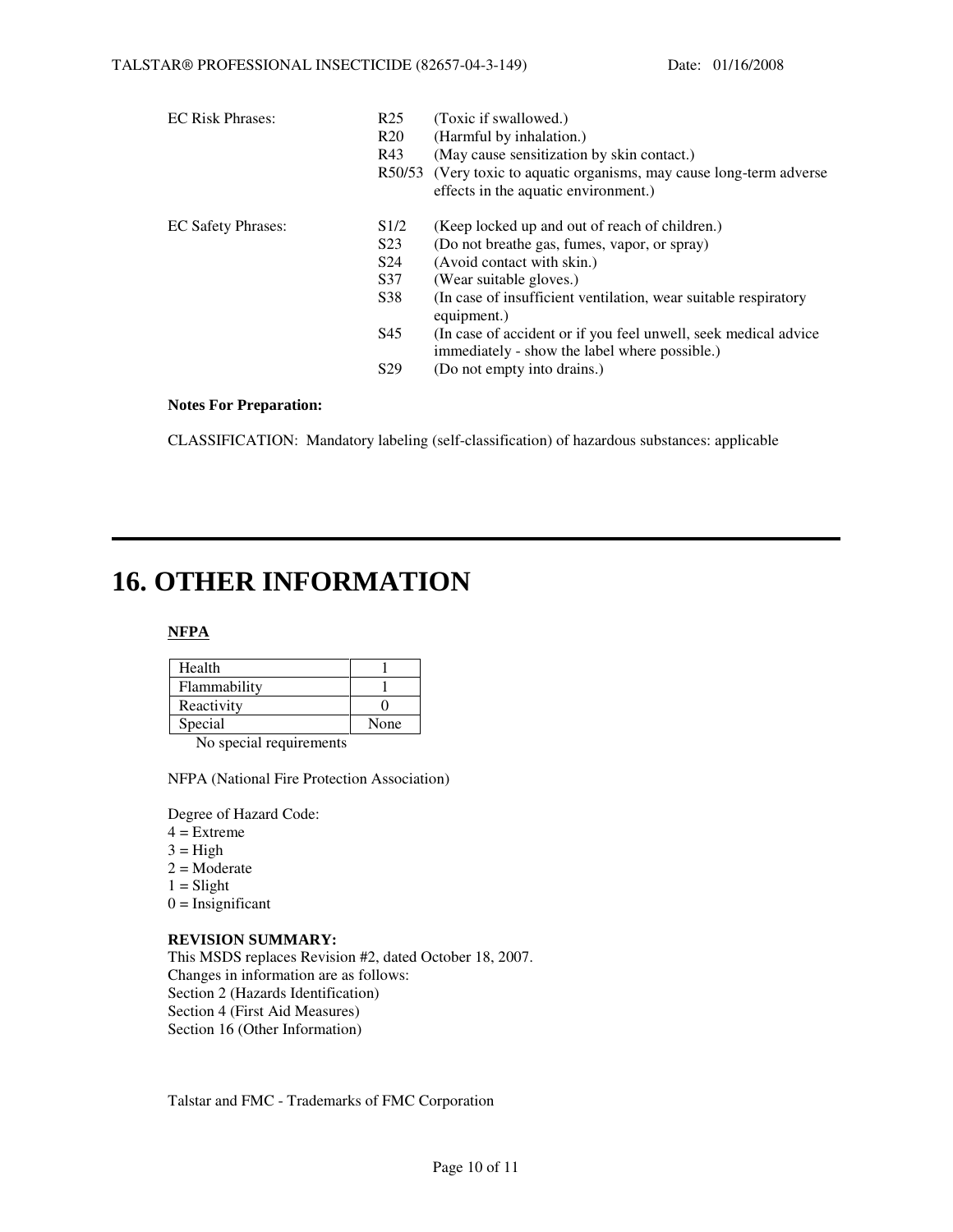| EC Risk Phrases: | | |
|---|---|---|
| | R25 | (Toxic if swallowed.) |
| | R20 | (Harmful by inhalation.) |
| | R43 | (May cause sensitization by skin contact.) |
| | R50/53 | (Very toxic to aquatic organisms, may cause long-term adverse effects in the aquatic environment.) |

| EC Safety Phrases: | | |
|---|---|---|
| | S1/2 | (Keep locked up and out of reach of children.) |
| | S23 | (Do not breathe gas, fumes, vapor, or spray) |
| | S24 | (Avoid contact with skin.) |
| | S37 | (Wear suitable gloves.) |
| | S38 | (In case of insufficient ventilation, wear suitable respiratory equipment.) |
| | S45 | (In case of accident or if you feel unwell, seek medical advice immediately - show the label where possible.) |
| | S29 | (Do not empty into drains.) |

**Notes For Preparation:**

CLASSIFICATION: Mandatory labeling (self-classification) of hazardous substances: applicable

# 16. OTHER INFORMATION

**NFPA**

| Health | 1 |
|---|---|
| Flammability | 1 |
| Reactivity | 0 |
| Special | None |

No special requirements

NFPA (National Fire Protection Association)

Degree of Hazard Code:
4 = Extreme
3 = High
2 = Moderate
1 = Slight
0 = Insignificant

**REVISION SUMMARY:**
This MSDS replaces Revision #2, dated October 18, 2007.
Changes in information are as follows:
Section 2 (Hazards Identification)
Section 4 (First Aid Measures)
Section 16 (Other Information)

Talstar and FMC - Trademarks of FMC Corporation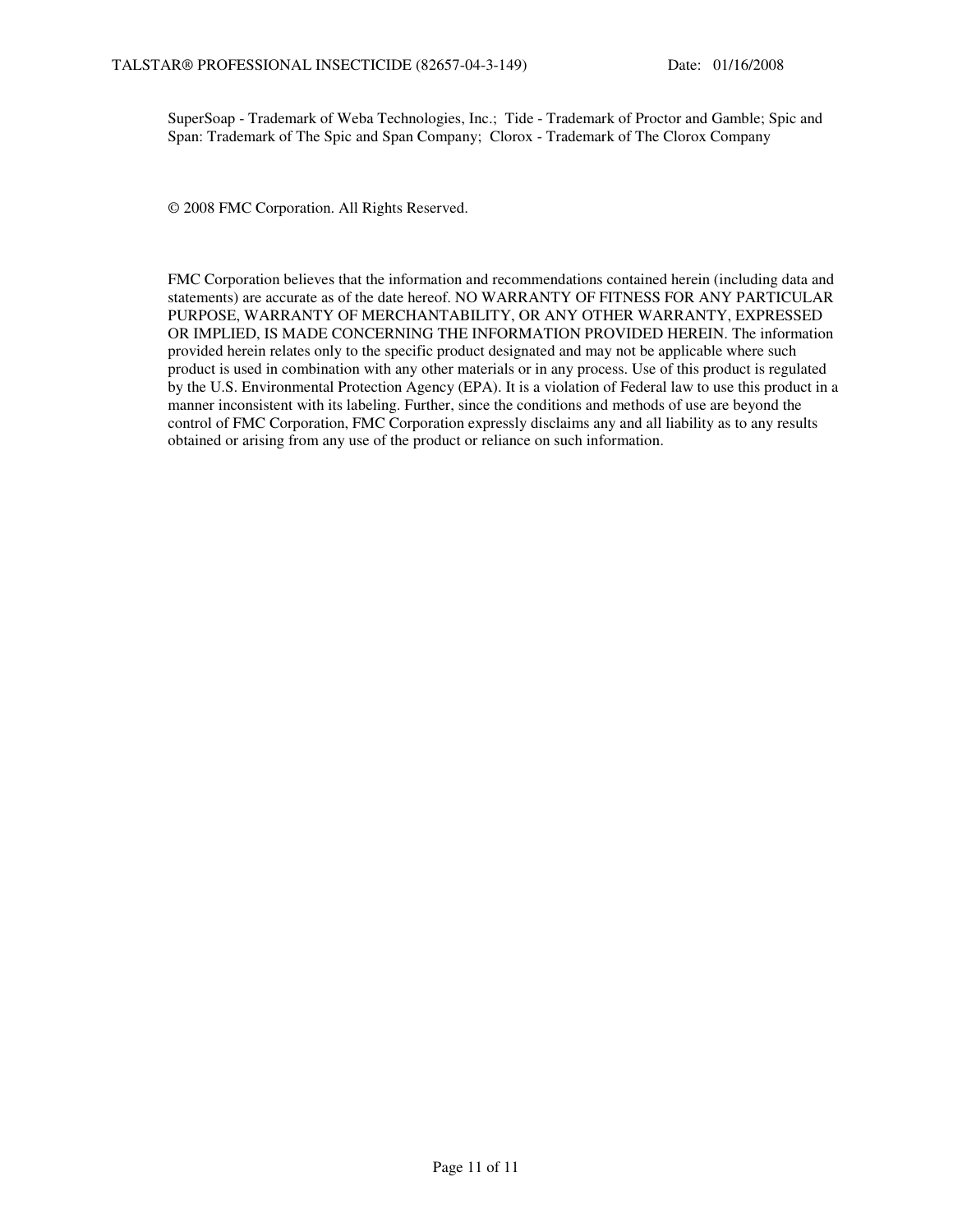SuperSoap - Trademark of Weba Technologies, Inc.; Tide - Trademark of Proctor and Gamble; Spic and Span: Trademark of The Spic and Span Company; Clorox - Trademark of The Clorox Company

© 2008 FMC Corporation. All Rights Reserved.

FMC Corporation believes that the information and recommendations contained herein (including data and statements) are accurate as of the date hereof. NO WARRANTY OF FITNESS FOR ANY PARTICULAR PURPOSE, WARRANTY OF MERCHANTABILITY, OR ANY OTHER WARRANTY, EXPRESSED OR IMPLIED, IS MADE CONCERNING THE INFORMATION PROVIDED HEREIN. The information provided herein relates only to the specific product designated and may not be applicable where such product is used in combination with any other materials or in any process. Use of this product is regulated by the U.S. Environmental Protection Agency (EPA). It is a violation of Federal law to use this product in a manner inconsistent with its labeling. Further, since the conditions and methods of use are beyond the control of FMC Corporation, FMC Corporation expressly disclaims any and all liability as to any results obtained or arising from any use of the product or reliance on such information.